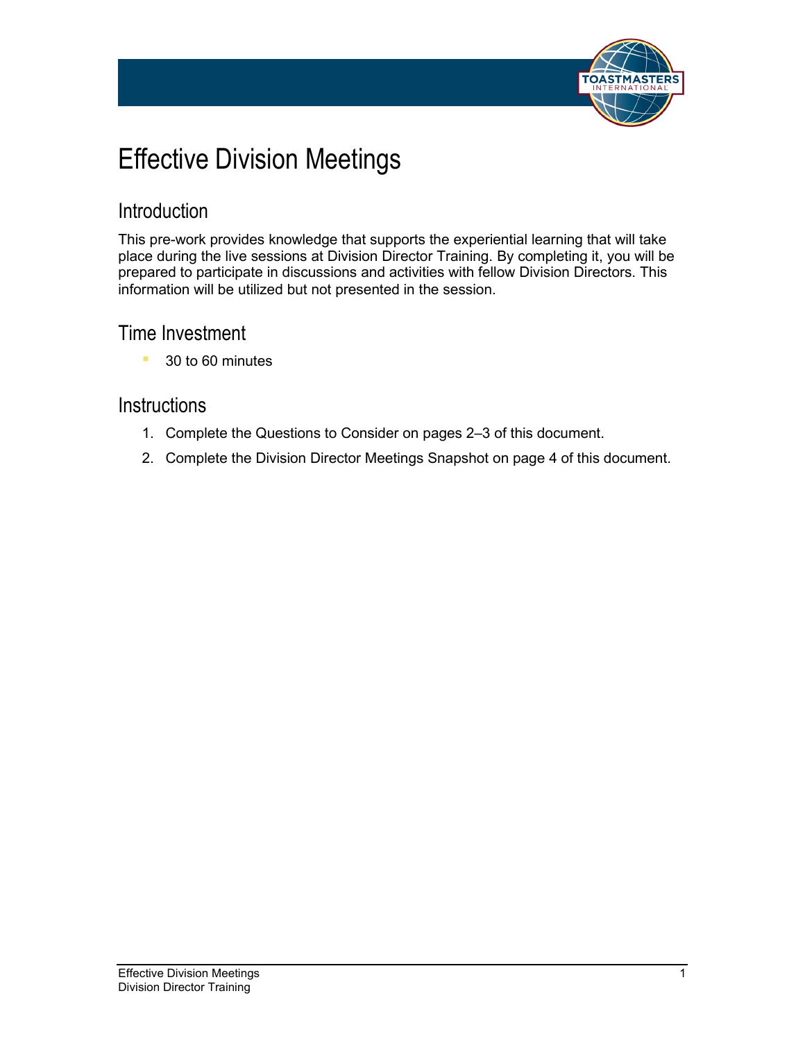# Effective Division Meetings

## Introduction

This pre-work provides knowledge that supports the experiential learning that will take place during the live sessions at Division Director Training. By completing it, you will be prepared to participate in discussions and activities with fellow Division Directors. This information will be utilized but not presented in the session.

## Time Investment

- 30 to 60 minutes

## Instructions

1. Complete the Questions to Consider on pages 2–3 of this document.
2. Complete the Division Director Meetings Snapshot on page 4 of this document.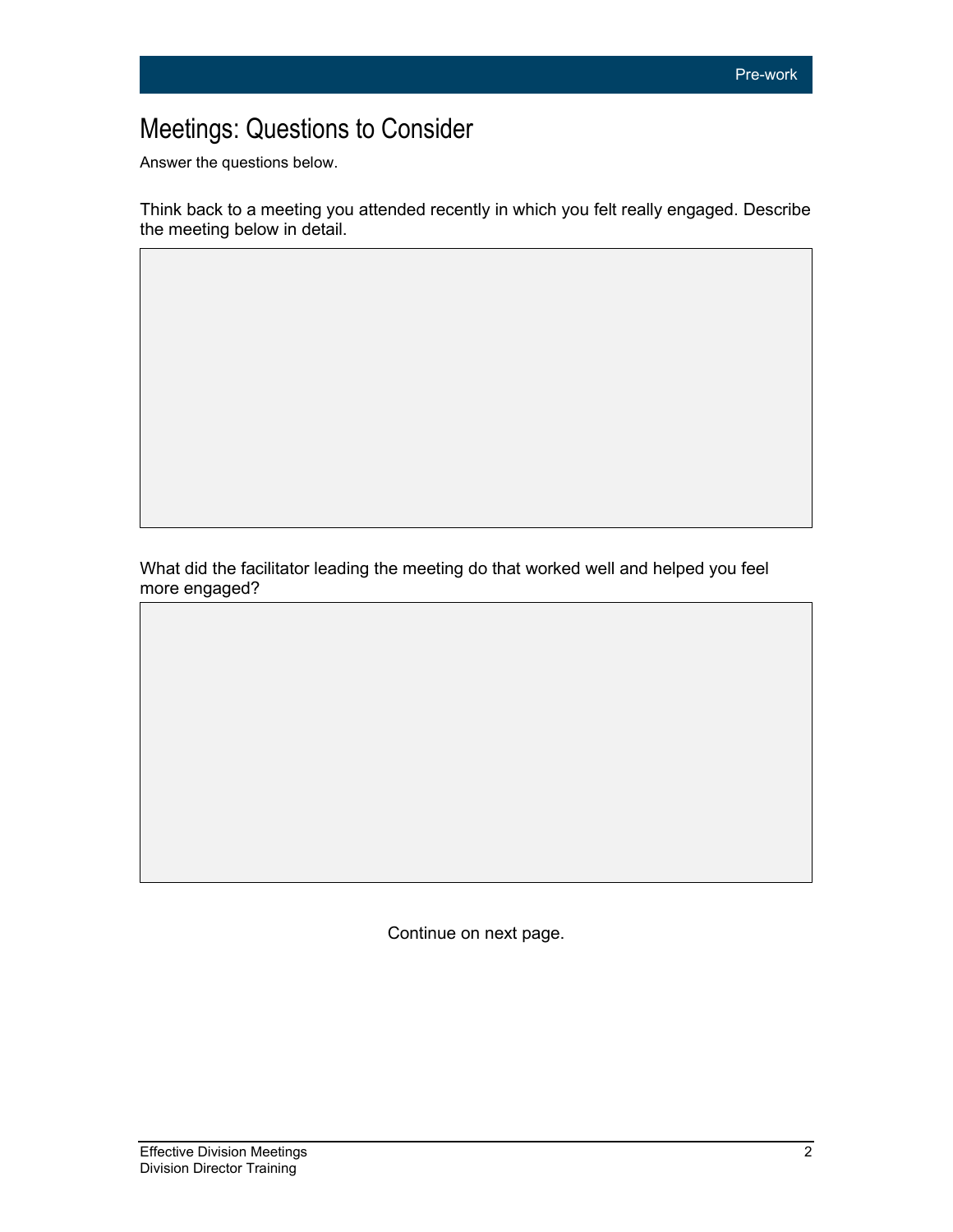# Meetings: Questions to Consider

Answer the questions below.

Think back to a meeting you attended recently in which you felt really engaged. Describe the meeting below in detail.

What did the facilitator leading the meeting do that worked well and helped you feel more engaged?

Continue on next page.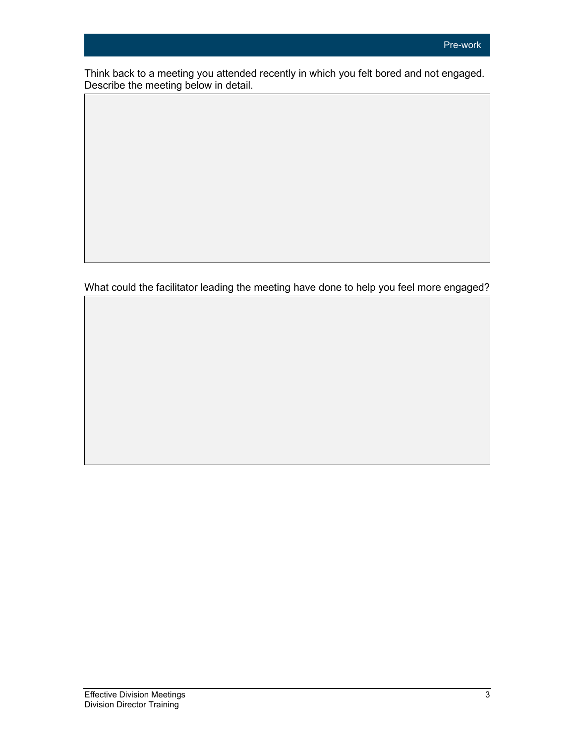## Pre-work

Think back to a meeting you attended recently in which you felt bored and not engaged. Describe the meeting below in detail.

What could the facilitator leading the meeting have done to help you feel more engaged?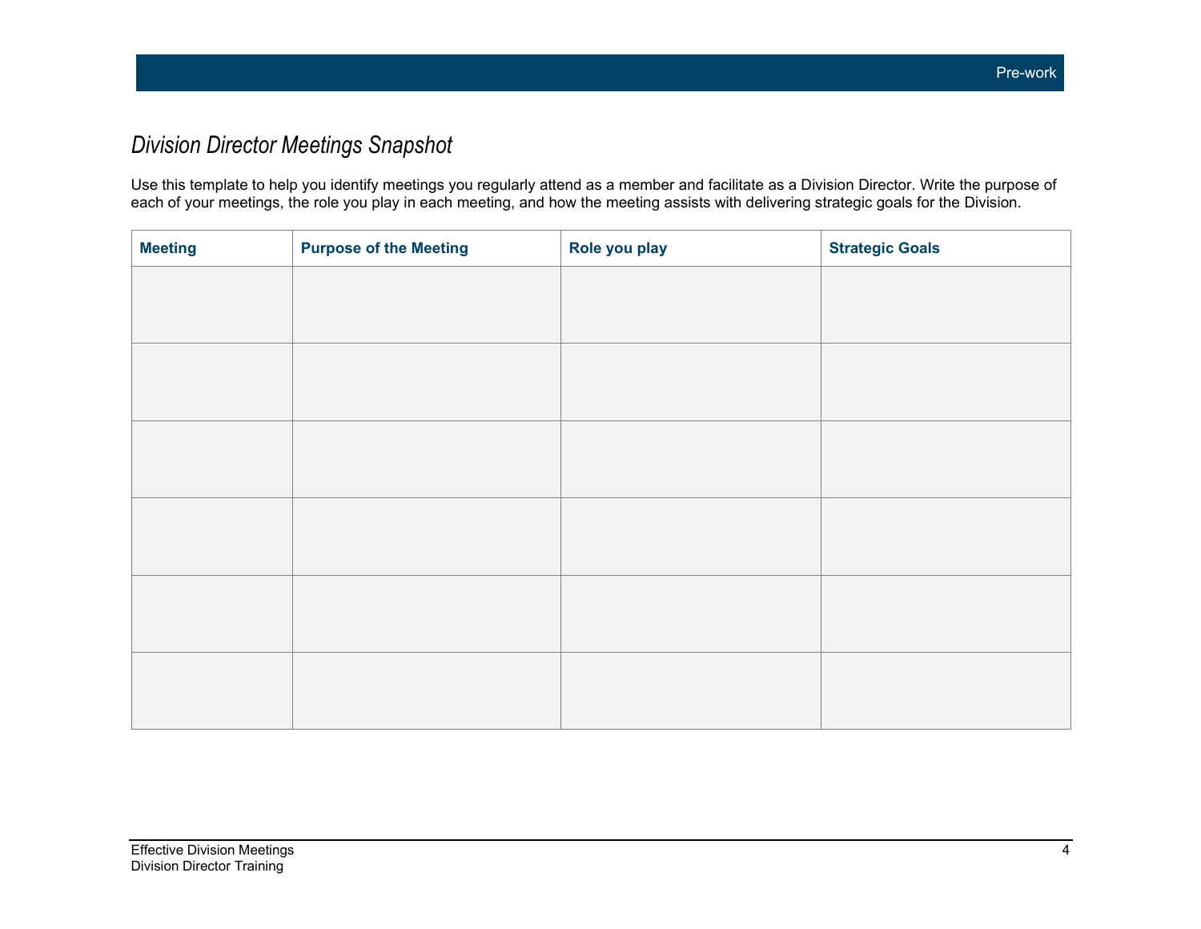*Division Director Meetings Snapshot*

Use this template to help you identify meetings you regularly attend as a member and facilitate as a Division Director. Write the purpose of each of your meetings, the role you play in each meeting, and how the meeting assists with delivering strategic goals for the Division.

| Meeting | Purpose of the Meeting | Role you play | Strategic Goals |
|---|---|---|---|
| | | | |
| | | | |
| | | | |
| | | | |
| | | | |
| | | | |